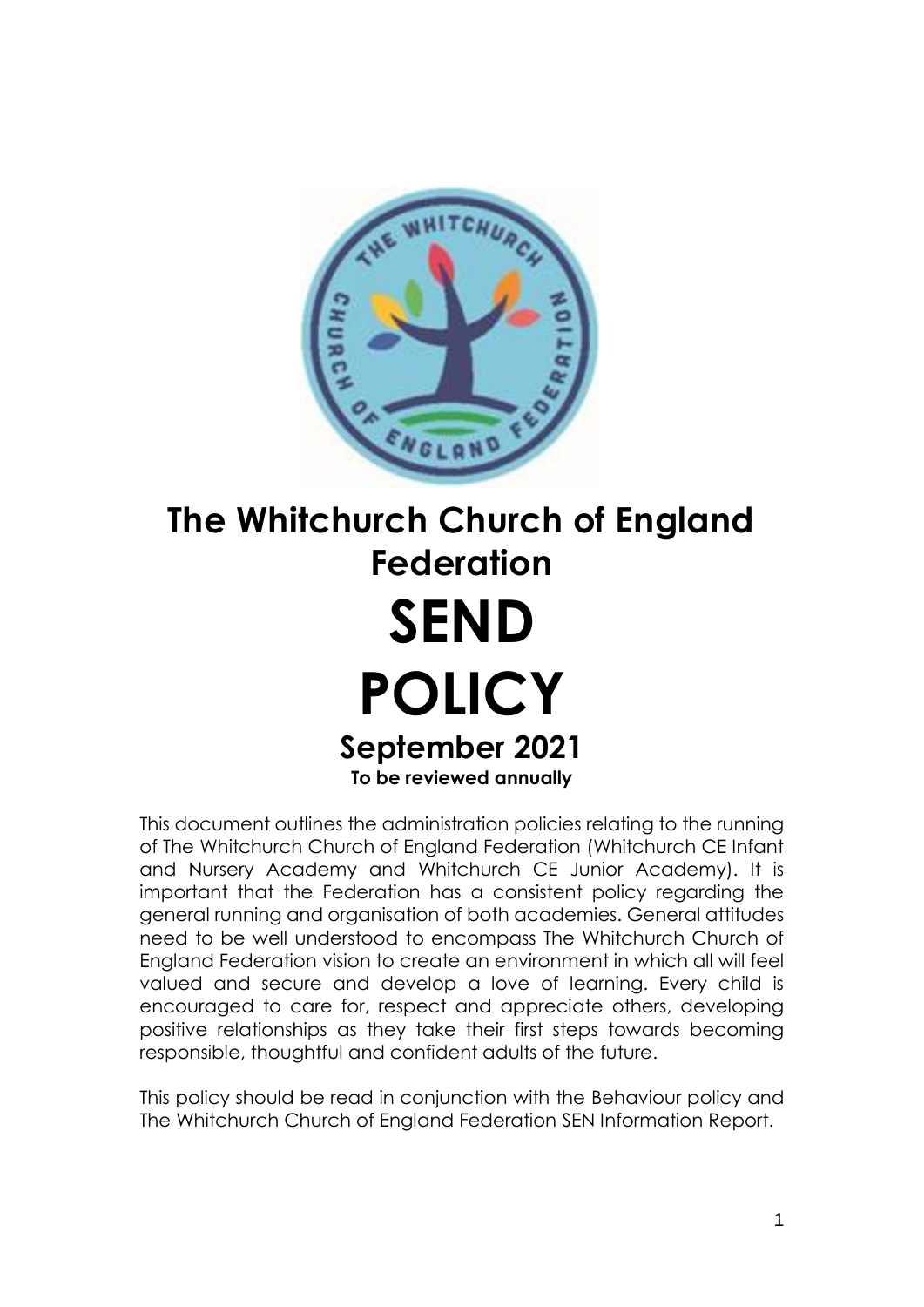# The Whitchurch Church of England Federation

# SEND POLICY

## September 2021

**To be reviewed annually**

This document outlines the administration policies relating to the running of The Whitchurch Church of England Federation (Whitchurch CE Infant and Nursery Academy and Whitchurch CE Junior Academy). It is important that the Federation has a consistent policy regarding the general running and organisation of both academies. General attitudes need to be well understood to encompass The Whitchurch Church of England Federation vision to create an environment in which all will feel valued and secure and develop a love of learning. Every child is encouraged to care for, respect and appreciate others, developing positive relationships as they take their first steps towards becoming responsible, thoughtful and confident adults of the future.

This policy should be read in conjunction with the Behaviour policy and The Whitchurch Church of England Federation SEN Information Report.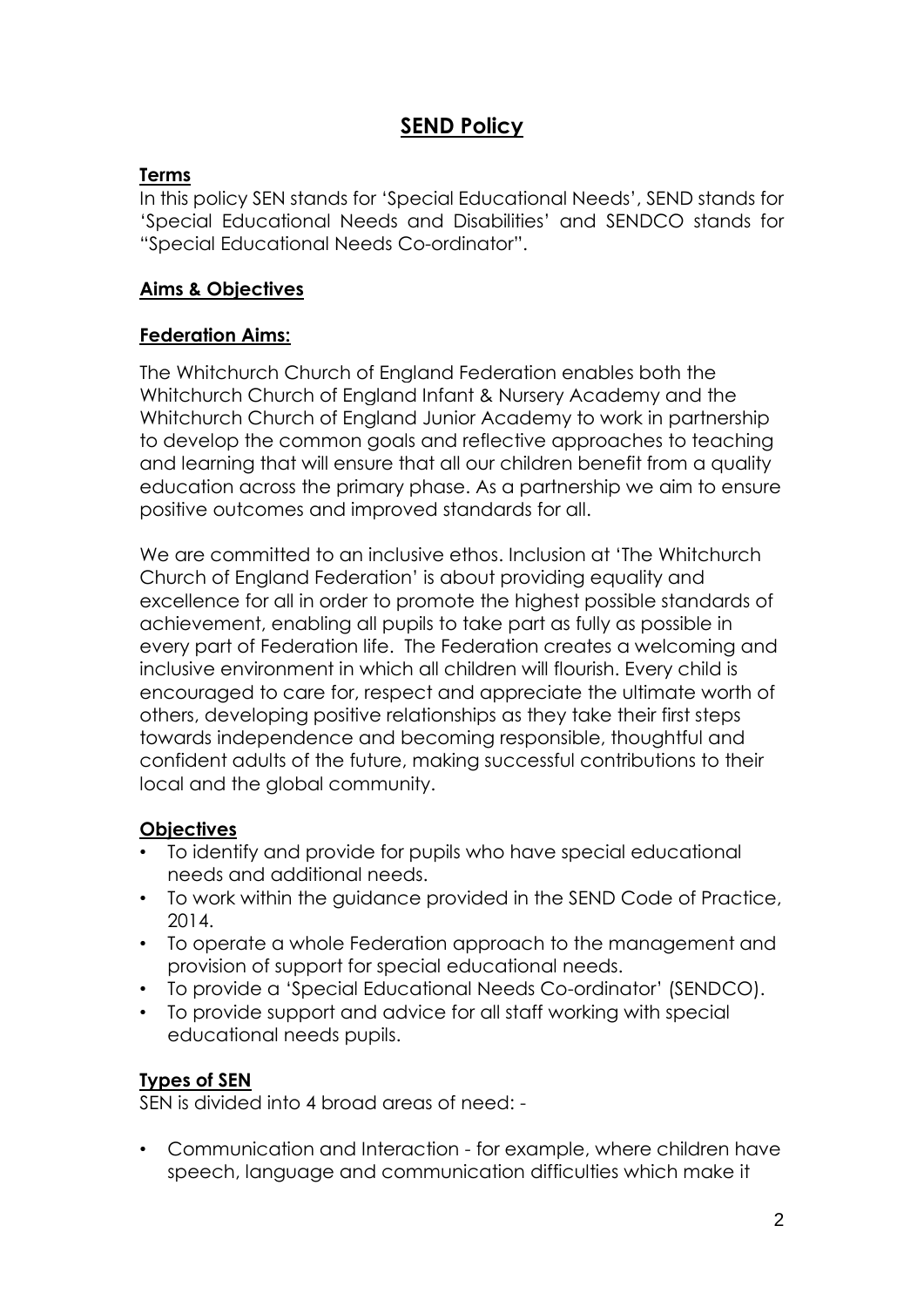# SEND Policy

## Terms

In this policy SEN stands for 'Special Educational Needs', SEND stands for 'Special Educational Needs and Disabilities' and SENDCO stands for "Special Educational Needs Co-ordinator".

## Aims & Objectives

### Federation Aims:

The Whitchurch Church of England Federation enables both the Whitchurch Church of England Infant & Nursery Academy and the Whitchurch Church of England Junior Academy to work in partnership to develop the common goals and reflective approaches to teaching and learning that will ensure that all our children benefit from a quality education across the primary phase. As a partnership we aim to ensure positive outcomes and improved standards for all.

We are committed to an inclusive ethos. Inclusion at 'The Whitchurch Church of England Federation' is about providing equality and excellence for all in order to promote the highest possible standards of achievement, enabling all pupils to take part as fully as possible in every part of Federation life. The Federation creates a welcoming and inclusive environment in which all children will flourish. Every child is encouraged to care for, respect and appreciate the ultimate worth of others, developing positive relationships as they take their first steps towards independence and becoming responsible, thoughtful and confident adults of the future, making successful contributions to their local and the global community.

### Objectives

- To identify and provide for pupils who have special educational needs and additional needs.
- To work within the guidance provided in the SEND Code of Practice, 2014.
- To operate a whole Federation approach to the management and provision of support for special educational needs.
- To provide a 'Special Educational Needs Co-ordinator' (SENDCO).
- To provide support and advice for all staff working with special educational needs pupils.

## Types of SEN

SEN is divided into 4 broad areas of need: -

- Communication and Interaction - for example, where children have speech, language and communication difficulties which make it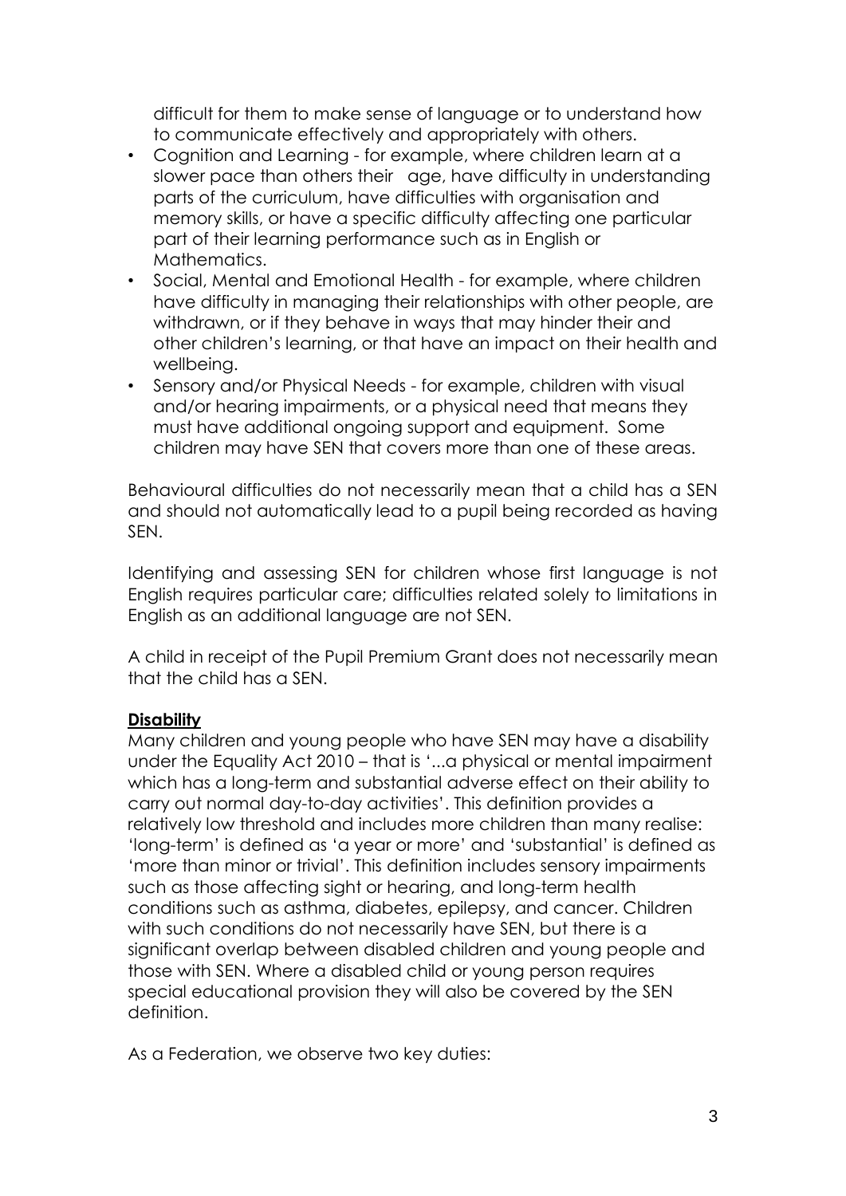difficult for them to make sense of language or to understand how to communicate effectively and appropriately with others.

- Cognition and Learning - for example, where children learn at a slower pace than others their age, have difficulty in understanding parts of the curriculum, have difficulties with organisation and memory skills, or have a specific difficulty affecting one particular part of their learning performance such as in English or Mathematics.
- Social, Mental and Emotional Health - for example, where children have difficulty in managing their relationships with other people, are withdrawn, or if they behave in ways that may hinder their and other children's learning, or that have an impact on their health and wellbeing.
- Sensory and/or Physical Needs - for example, children with visual and/or hearing impairments, or a physical need that means they must have additional ongoing support and equipment. Some children may have SEN that covers more than one of these areas.

Behavioural difficulties do not necessarily mean that a child has a SEN and should not automatically lead to a pupil being recorded as having SEN.

Identifying and assessing SEN for children whose first language is not English requires particular care; difficulties related solely to limitations in English as an additional language are not SEN.

A child in receipt of the Pupil Premium Grant does not necessarily mean that the child has a SEN.

**Disability**

Many children and young people who have SEN may have a disability under the Equality Act 2010 – that is '...a physical or mental impairment which has a long-term and substantial adverse effect on their ability to carry out normal day-to-day activities'. This definition provides a relatively low threshold and includes more children than many realise: 'long-term' is defined as 'a year or more' and 'substantial' is defined as 'more than minor or trivial'. This definition includes sensory impairments such as those affecting sight or hearing, and long-term health conditions such as asthma, diabetes, epilepsy, and cancer. Children with such conditions do not necessarily have SEN, but there is a significant overlap between disabled children and young people and those with SEN. Where a disabled child or young person requires special educational provision they will also be covered by the SEN definition.

As a Federation, we observe two key duties: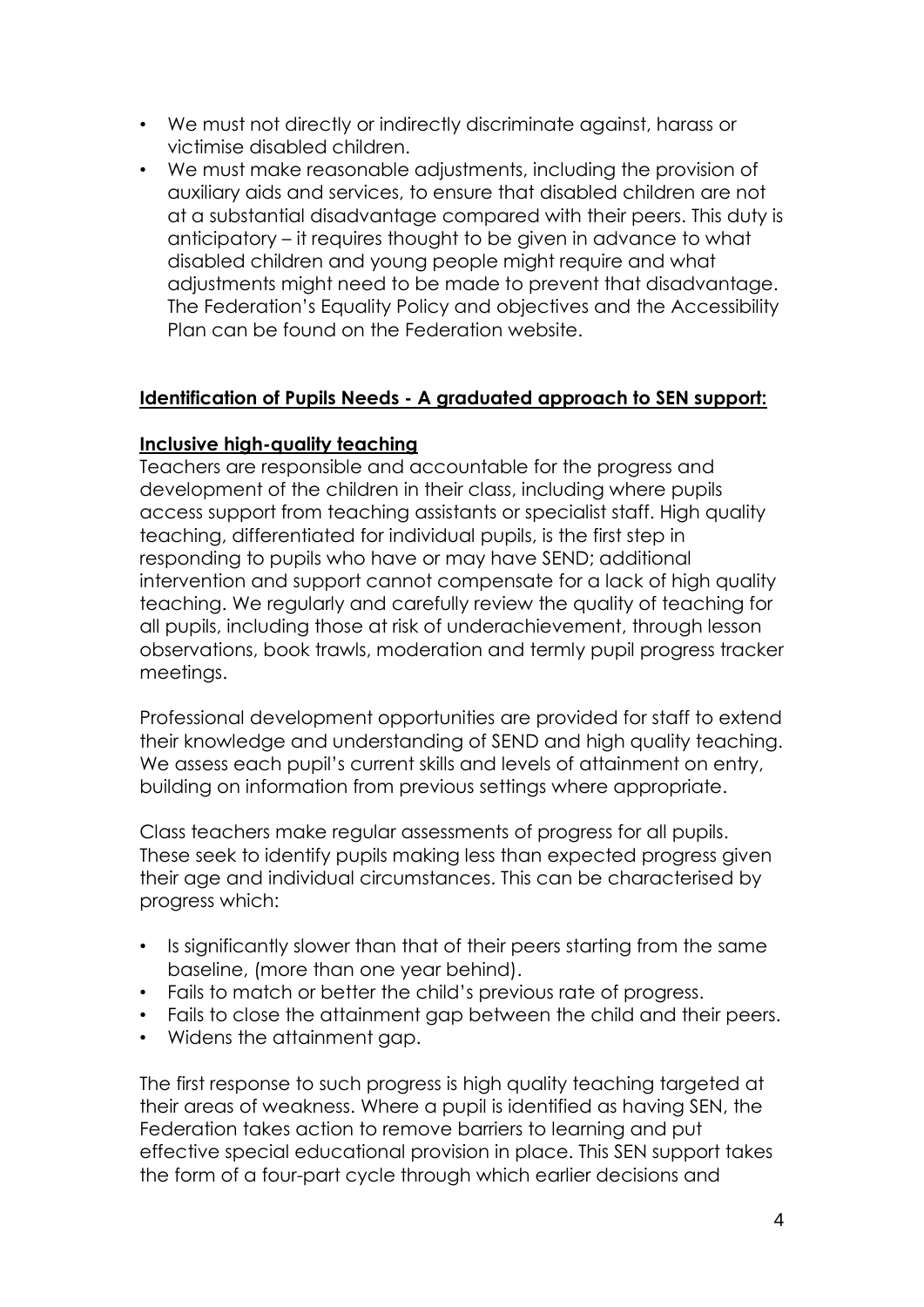- We must not directly or indirectly discriminate against, harass or victimise disabled children.
- We must make reasonable adjustments, including the provision of auxiliary aids and services, to ensure that disabled children are not at a substantial disadvantage compared with their peers. This duty is anticipatory – it requires thought to be given in advance to what disabled children and young people might require and what adjustments might need to be made to prevent that disadvantage. The Federation's Equality Policy and objectives and the Accessibility Plan can be found on the Federation website.

## **Identification of Pupils Needs - A graduated approach to SEN support:**

### **Inclusive high-quality teaching**

Teachers are responsible and accountable for the progress and development of the children in their class, including where pupils access support from teaching assistants or specialist staff. High quality teaching, differentiated for individual pupils, is the first step in responding to pupils who have or may have SEND; additional intervention and support cannot compensate for a lack of high quality teaching. We regularly and carefully review the quality of teaching for all pupils, including those at risk of underachievement, through lesson observations, book trawls, moderation and termly pupil progress tracker meetings.

Professional development opportunities are provided for staff to extend their knowledge and understanding of SEND and high quality teaching. We assess each pupil's current skills and levels of attainment on entry, building on information from previous settings where appropriate.

Class teachers make regular assessments of progress for all pupils. These seek to identify pupils making less than expected progress given their age and individual circumstances. This can be characterised by progress which:

- Is significantly slower than that of their peers starting from the same baseline, (more than one year behind).
- Fails to match or better the child's previous rate of progress.
- Fails to close the attainment gap between the child and their peers.
- Widens the attainment gap.

The first response to such progress is high quality teaching targeted at their areas of weakness. Where a pupil is identified as having SEN, the Federation takes action to remove barriers to learning and put effective special educational provision in place. This SEN support takes the form of a four-part cycle through which earlier decisions and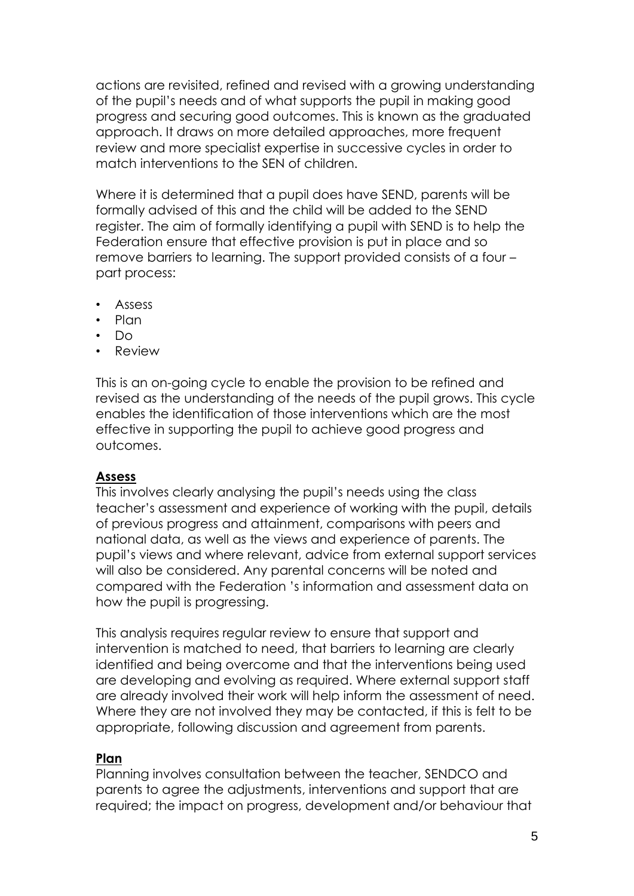actions are revisited, refined and revised with a growing understanding of the pupil's needs and of what supports the pupil in making good progress and securing good outcomes. This is known as the graduated approach. It draws on more detailed approaches, more frequent review and more specialist expertise in successive cycles in order to match interventions to the SEN of children.

Where it is determined that a pupil does have SEND, parents will be formally advised of this and the child will be added to the SEND register. The aim of formally identifying a pupil with SEND is to help the Federation ensure that effective provision is put in place and so remove barriers to learning. The support provided consists of a four – part process:

- Assess
- Plan
- Do
- Review

This is an on-going cycle to enable the provision to be refined and revised as the understanding of the needs of the pupil grows. This cycle enables the identification of those interventions which are the most effective in supporting the pupil to achieve good progress and outcomes.

**Assess**

This involves clearly analysing the pupil's needs using the class teacher's assessment and experience of working with the pupil, details of previous progress and attainment, comparisons with peers and national data, as well as the views and experience of parents. The pupil's views and where relevant, advice from external support services will also be considered. Any parental concerns will be noted and compared with the Federation 's information and assessment data on how the pupil is progressing.

This analysis requires regular review to ensure that support and intervention is matched to need, that barriers to learning are clearly identified and being overcome and that the interventions being used are developing and evolving as required. Where external support staff are already involved their work will help inform the assessment of need. Where they are not involved they may be contacted, if this is felt to be appropriate, following discussion and agreement from parents.

**Plan**

Planning involves consultation between the teacher, SENDCO and parents to agree the adjustments, interventions and support that are required; the impact on progress, development and/or behaviour that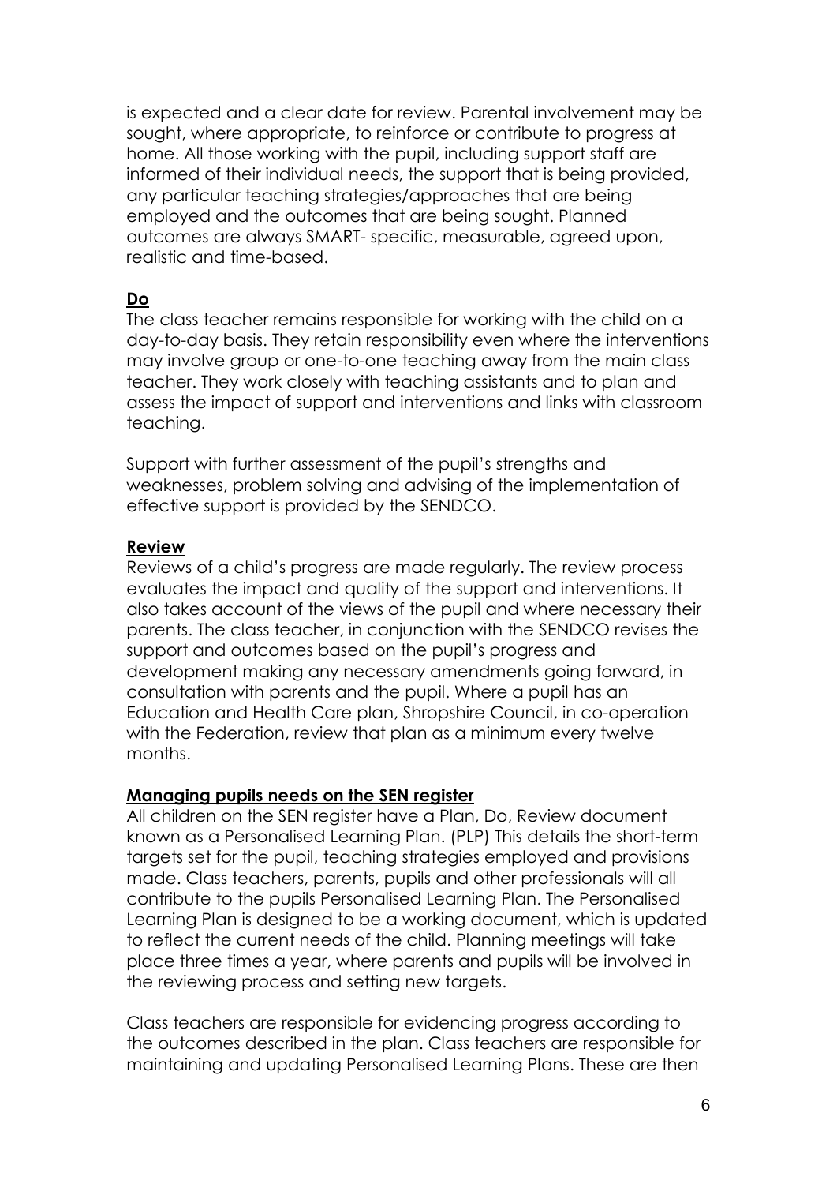is expected and a clear date for review. Parental involvement may be sought, where appropriate, to reinforce or contribute to progress at home. All those working with the pupil, including support staff are informed of their individual needs, the support that is being provided, any particular teaching strategies/approaches that are being employed and the outcomes that are being sought. Planned outcomes are always SMART- specific, measurable, agreed upon, realistic and time-based.

**Do**

The class teacher remains responsible for working with the child on a day-to-day basis. They retain responsibility even where the interventions may involve group or one-to-one teaching away from the main class teacher. They work closely with teaching assistants and to plan and assess the impact of support and interventions and links with classroom teaching.

Support with further assessment of the pupil's strengths and weaknesses, problem solving and advising of the implementation of effective support is provided by the SENDCO.

**Review**

Reviews of a child's progress are made regularly. The review process evaluates the impact and quality of the support and interventions. It also takes account of the views of the pupil and where necessary their parents. The class teacher, in conjunction with the SENDCO revises the support and outcomes based on the pupil's progress and development making any necessary amendments going forward, in consultation with parents and the pupil. Where a pupil has an Education and Health Care plan, Shropshire Council, in co-operation with the Federation, review that plan as a minimum every twelve months.

**Managing pupils needs on the SEN register**

All children on the SEN register have a Plan, Do, Review document known as a Personalised Learning Plan. (PLP) This details the short-term targets set for the pupil, teaching strategies employed and provisions made. Class teachers, parents, pupils and other professionals will all contribute to the pupils Personalised Learning Plan. The Personalised Learning Plan is designed to be a working document, which is updated to reflect the current needs of the child. Planning meetings will take place three times a year, where parents and pupils will be involved in the reviewing process and setting new targets.

Class teachers are responsible for evidencing progress according to the outcomes described in the plan. Class teachers are responsible for maintaining and updating Personalised Learning Plans. These are then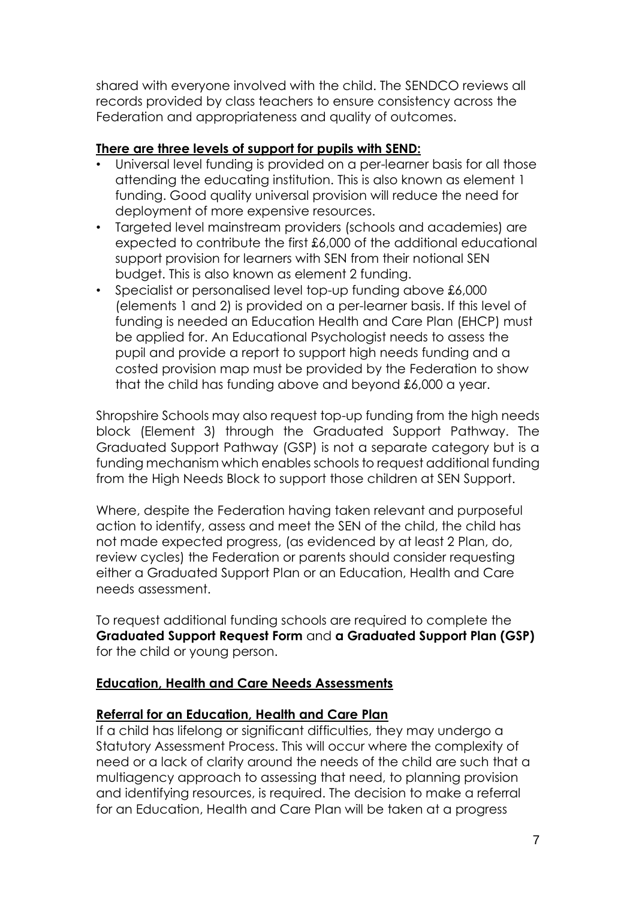shared with everyone involved with the child. The SENDCO reviews all records provided by class teachers to ensure consistency across the Federation and appropriateness and quality of outcomes.

**There are three levels of support for pupils with SEND:**

- Universal level funding is provided on a per-learner basis for all those attending the educating institution. This is also known as element 1 funding. Good quality universal provision will reduce the need for deployment of more expensive resources.
- Targeted level mainstream providers (schools and academies) are expected to contribute the first £6,000 of the additional educational support provision for learners with SEN from their notional SEN budget. This is also known as element 2 funding.
- Specialist or personalised level top-up funding above £6,000 (elements 1 and 2) is provided on a per-learner basis. If this level of funding is needed an Education Health and Care Plan (EHCP) must be applied for. An Educational Psychologist needs to assess the pupil and provide a report to support high needs funding and a costed provision map must be provided by the Federation to show that the child has funding above and beyond £6,000 a year.

Shropshire Schools may also request top-up funding from the high needs block (Element 3) through the Graduated Support Pathway. The Graduated Support Pathway (GSP) is not a separate category but is a funding mechanism which enables schools to request additional funding from the High Needs Block to support those children at SEN Support.

Where, despite the Federation having taken relevant and purposeful action to identify, assess and meet the SEN of the child, the child has not made expected progress, (as evidenced by at least 2 Plan, do, review cycles) the Federation or parents should consider requesting either a Graduated Support Plan or an Education, Health and Care needs assessment.

To request additional funding schools are required to complete the **Graduated Support Request Form** and **a Graduated Support Plan (GSP)** for the child or young person.

**Education, Health and Care Needs Assessments**

**Referral for an Education, Health and Care Plan**

If a child has lifelong or significant difficulties, they may undergo a Statutory Assessment Process. This will occur where the complexity of need or a lack of clarity around the needs of the child are such that a multiagency approach to assessing that need, to planning provision and identifying resources, is required. The decision to make a referral for an Education, Health and Care Plan will be taken at a progress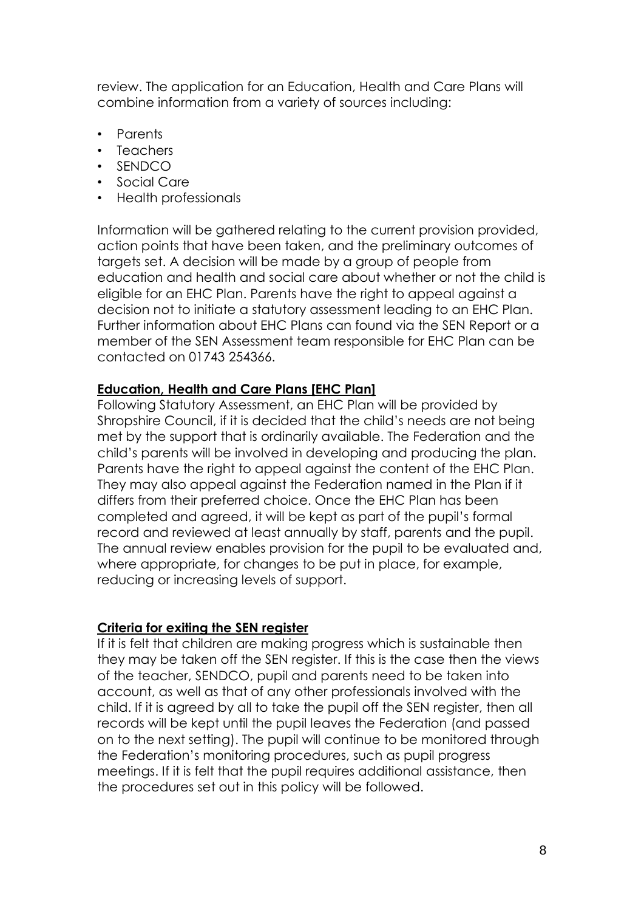review. The application for an Education, Health and Care Plans will combine information from a variety of sources including:

- Parents
- Teachers
- SENDCO
- Social Care
- Health professionals

Information will be gathered relating to the current provision provided, action points that have been taken, and the preliminary outcomes of targets set. A decision will be made by a group of people from education and health and social care about whether or not the child is eligible for an EHC Plan. Parents have the right to appeal against a decision not to initiate a statutory assessment leading to an EHC Plan. Further information about EHC Plans can found via the SEN Report or a member of the SEN Assessment team responsible for EHC Plan can be contacted on 01743 254366.

**Education, Health and Care Plans [EHC Plan]**

Following Statutory Assessment, an EHC Plan will be provided by Shropshire Council, if it is decided that the child's needs are not being met by the support that is ordinarily available. The Federation and the child's parents will be involved in developing and producing the plan. Parents have the right to appeal against the content of the EHC Plan. They may also appeal against the Federation named in the Plan if it differs from their preferred choice. Once the EHC Plan has been completed and agreed, it will be kept as part of the pupil's formal record and reviewed at least annually by staff, parents and the pupil. The annual review enables provision for the pupil to be evaluated and, where appropriate, for changes to be put in place, for example, reducing or increasing levels of support.

**Criteria for exiting the SEN register**

If it is felt that children are making progress which is sustainable then they may be taken off the SEN register. If this is the case then the views of the teacher, SENDCO, pupil and parents need to be taken into account, as well as that of any other professionals involved with the child. If it is agreed by all to take the pupil off the SEN register, then all records will be kept until the pupil leaves the Federation (and passed on to the next setting). The pupil will continue to be monitored through the Federation's monitoring procedures, such as pupil progress meetings. If it is felt that the pupil requires additional assistance, then the procedures set out in this policy will be followed.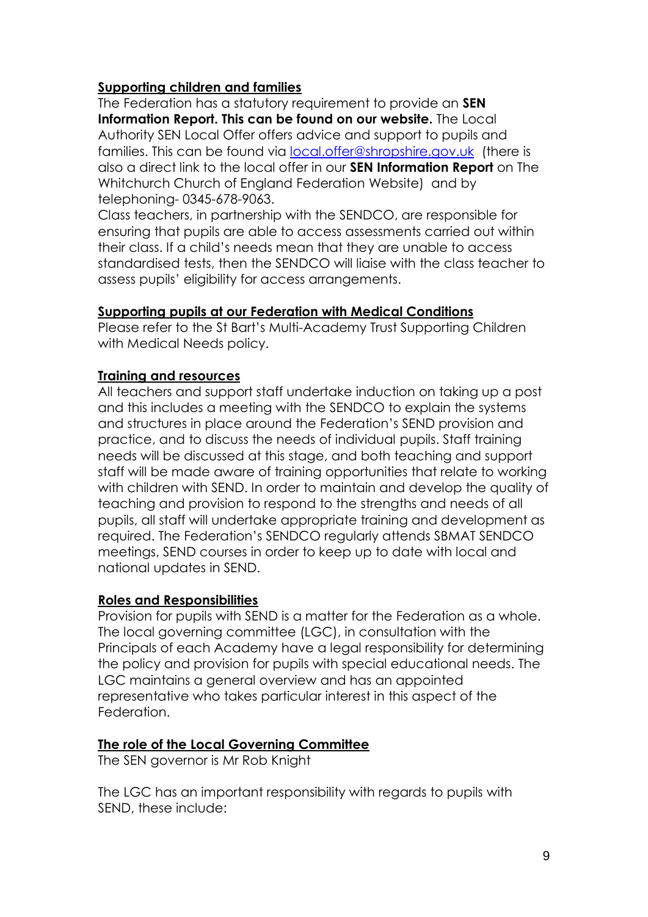**Supporting children and families**

The Federation has a statutory requirement to provide an **SEN Information Report. This can be found on our website.** The Local Authority SEN Local Offer offers advice and support to pupils and families. This can be found via [local.offer@shropshire.gov.uk](mailto:local.offer@shropshire.gov.uk) (there is also a direct link to the local offer in our **SEN Information Report** on The Whitchurch Church of England Federation Website) and by telephoning- 0345-678-9063.

Class teachers, in partnership with the SENDCO, are responsible for ensuring that pupils are able to access assessments carried out within their class. If a child's needs mean that they are unable to access standardised tests, then the SENDCO will liaise with the class teacher to assess pupils' eligibility for access arrangements.

**Supporting pupils at our Federation with Medical Conditions**

Please refer to the St Bart's Multi-Academy Trust Supporting Children with Medical Needs policy.

**Training and resources**

All teachers and support staff undertake induction on taking up a post and this includes a meeting with the SENDCO to explain the systems and structures in place around the Federation's SEND provision and practice, and to discuss the needs of individual pupils. Staff training needs will be discussed at this stage, and both teaching and support staff will be made aware of training opportunities that relate to working with children with SEND. In order to maintain and develop the quality of teaching and provision to respond to the strengths and needs of all pupils, all staff will undertake appropriate training and development as required. The Federation's SENDCO regularly attends SBMAT SENDCO meetings, SEND courses in order to keep up to date with local and national updates in SEND.

**Roles and Responsibilities**

Provision for pupils with SEND is a matter for the Federation as a whole. The local governing committee (LGC), in consultation with the Principals of each Academy have a legal responsibility for determining the policy and provision for pupils with special educational needs. The LGC maintains a general overview and has an appointed representative who takes particular interest in this aspect of the Federation.

**The role of the Local Governing Committee**

The SEN governor is Mr Rob Knight

The LGC has an important responsibility with regards to pupils with SEND, these include: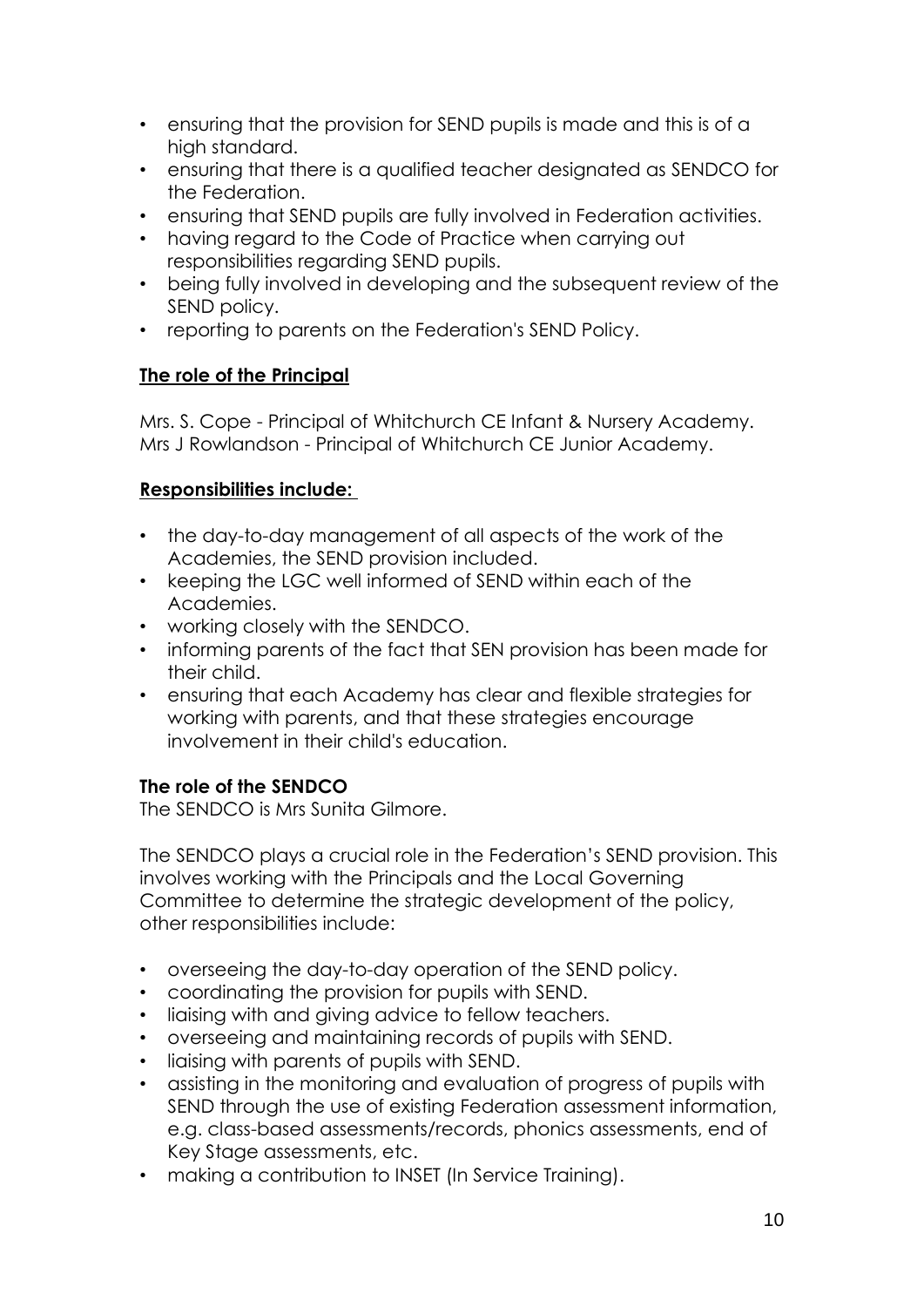- ensuring that the provision for SEND pupils is made and this is of a high standard.
- ensuring that there is a qualified teacher designated as SENDCO for the Federation.
- ensuring that SEND pupils are fully involved in Federation activities.
- having regard to the Code of Practice when carrying out responsibilities regarding SEND pupils.
- being fully involved in developing and the subsequent review of the SEND policy.
- reporting to parents on the Federation's SEND Policy.

**The role of the Principal**

Mrs. S. Cope - Principal of Whitchurch CE Infant & Nursery Academy.
Mrs J Rowlandson - Principal of Whitchurch CE Junior Academy.

**Responsibilities include:**

- the day-to-day management of all aspects of the work of the Academies, the SEND provision included.
- keeping the LGC well informed of SEND within each of the Academies.
- working closely with the SENDCO.
- informing parents of the fact that SEN provision has been made for their child.
- ensuring that each Academy has clear and flexible strategies for working with parents, and that these strategies encourage involvement in their child's education.

**The role of the SENDCO**

The SENDCO is Mrs Sunita Gilmore.

The SENDCO plays a crucial role in the Federation's SEND provision. This involves working with the Principals and the Local Governing Committee to determine the strategic development of the policy, other responsibilities include:

- overseeing the day-to-day operation of the SEND policy.
- coordinating the provision for pupils with SEND.
- liaising with and giving advice to fellow teachers.
- overseeing and maintaining records of pupils with SEND.
- liaising with parents of pupils with SEND.
- assisting in the monitoring and evaluation of progress of pupils with SEND through the use of existing Federation assessment information, e.g. class-based assessments/records, phonics assessments, end of Key Stage assessments, etc.
- making a contribution to INSET (In Service Training).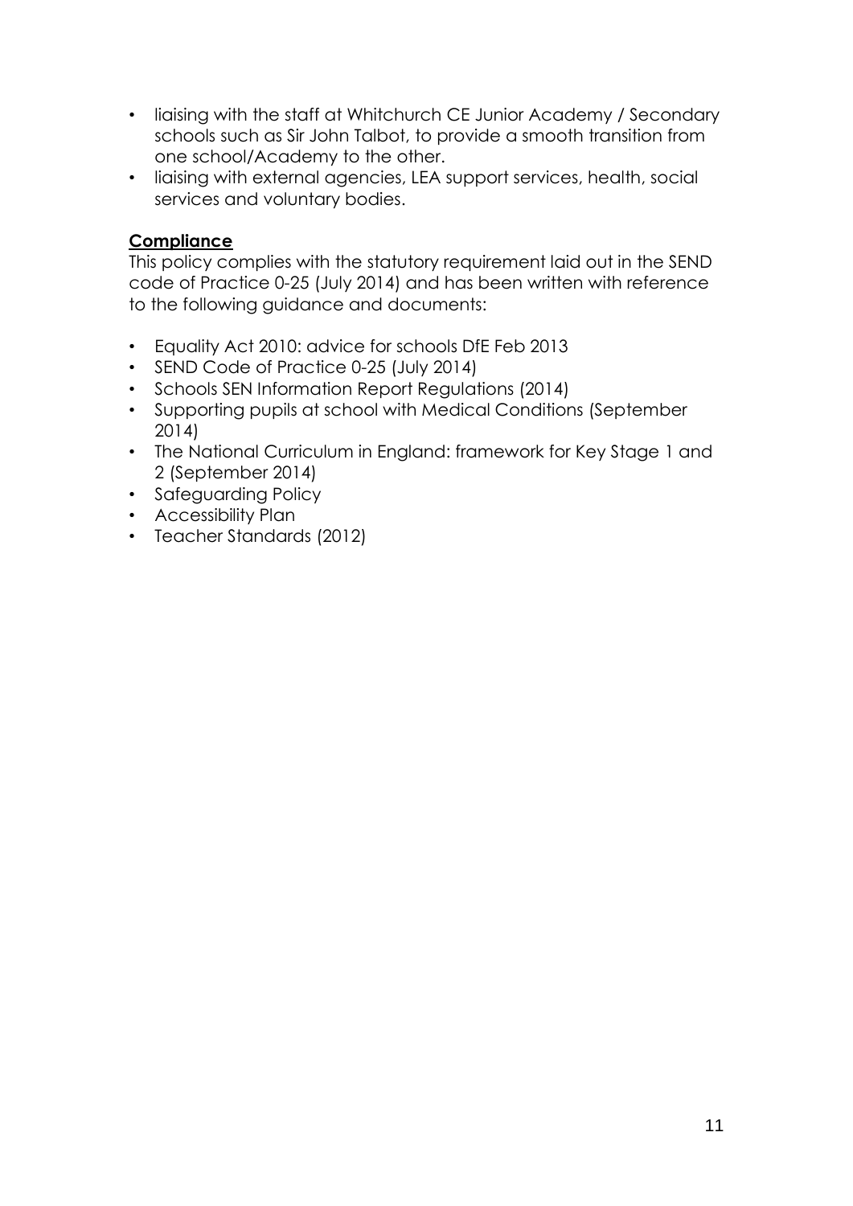- liaising with the staff at Whitchurch CE Junior Academy / Secondary schools such as Sir John Talbot, to provide a smooth transition from one school/Academy to the other.
- liaising with external agencies, LEA support services, health, social services and voluntary bodies.

**Compliance**

This policy complies with the statutory requirement laid out in the SEND code of Practice 0-25 (July 2014) and has been written with reference to the following guidance and documents:

- Equality Act 2010: advice for schools DfE Feb 2013
- SEND Code of Practice 0-25 (July 2014)
- Schools SEN Information Report Regulations (2014)
- Supporting pupils at school with Medical Conditions (September 2014)
- The National Curriculum in England: framework for Key Stage 1 and 2 (September 2014)
- Safeguarding Policy
- Accessibility Plan
- Teacher Standards (2012)